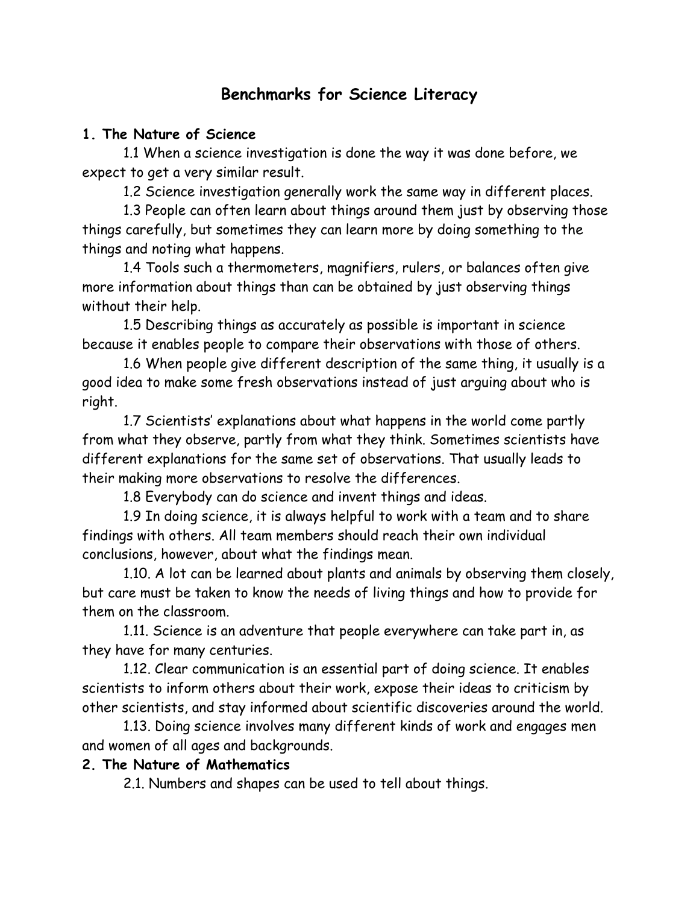# Benchmarks for Science Literacy

**1. The Nature of Science**

1.1 When a science investigation is done the way it was done before, we expect to get a very similar result.

1.2 Science investigation generally work the same way in different places.

1.3 People can often learn about things around them just by observing those things carefully, but sometimes they can learn more by doing something to the things and noting what happens.

1.4 Tools such a thermometers, magnifiers, rulers, or balances often give more information about things than can be obtained by just observing things without their help.

1.5 Describing things as accurately as possible is important in science because it enables people to compare their observations with those of others.

1.6 When people give different description of the same thing, it usually is a good idea to make some fresh observations instead of just arguing about who is right.

1.7 Scientists' explanations about what happens in the world come partly from what they observe, partly from what they think. Sometimes scientists have different explanations for the same set of observations. That usually leads to their making more observations to resolve the differences.

1.8 Everybody can do science and invent things and ideas.

1.9 In doing science, it is always helpful to work with a team and to share findings with others. All team members should reach their own individual conclusions, however, about what the findings mean.

1.10. A lot can be learned about plants and animals by observing them closely, but care must be taken to know the needs of living things and how to provide for them on the classroom.

1.11. Science is an adventure that people everywhere can take part in, as they have for many centuries.

1.12. Clear communication is an essential part of doing science. It enables scientists to inform others about their work, expose their ideas to criticism by other scientists, and stay informed about scientific discoveries around the world.

1.13. Doing science involves many different kinds of work and engages men and women of all ages and backgrounds.

**2. The Nature of Mathematics**

2.1. Numbers and shapes can be used to tell about things.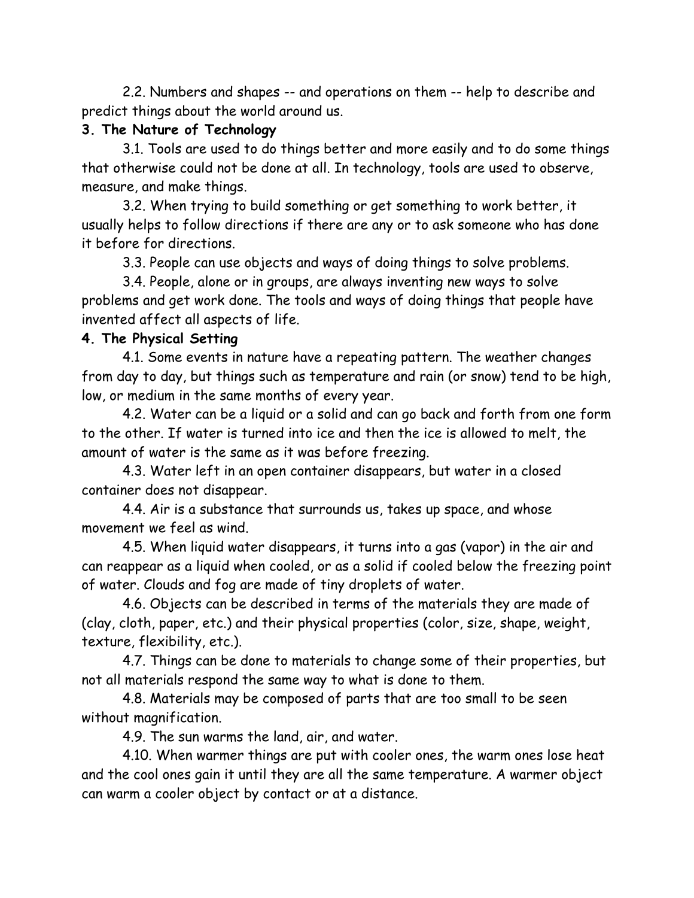2.2. Numbers and shapes -- and operations on them -- help to describe and predict things about the world around us.

**3. The Nature of Technology**

3.1. Tools are used to do things better and more easily and to do some things that otherwise could not be done at all. In technology, tools are used to observe, measure, and make things.

3.2. When trying to build something or get something to work better, it usually helps to follow directions if there are any or to ask someone who has done it before for directions.

3.3. People can use objects and ways of doing things to solve problems.

3.4. People, alone or in groups, are always inventing new ways to solve problems and get work done. The tools and ways of doing things that people have invented affect all aspects of life.

**4. The Physical Setting**

4.1. Some events in nature have a repeating pattern. The weather changes from day to day, but things such as temperature and rain (or snow) tend to be high, low, or medium in the same months of every year.

4.2. Water can be a liquid or a solid and can go back and forth from one form to the other. If water is turned into ice and then the ice is allowed to melt, the amount of water is the same as it was before freezing.

4.3. Water left in an open container disappears, but water in a closed container does not disappear.

4.4. Air is a substance that surrounds us, takes up space, and whose movement we feel as wind.

4.5. When liquid water disappears, it turns into a gas (vapor) in the air and can reappear as a liquid when cooled, or as a solid if cooled below the freezing point of water. Clouds and fog are made of tiny droplets of water.

4.6. Objects can be described in terms of the materials they are made of (clay, cloth, paper, etc.) and their physical properties (color, size, shape, weight, texture, flexibility, etc.).

4.7. Things can be done to materials to change some of their properties, but not all materials respond the same way to what is done to them.

4.8. Materials may be composed of parts that are too small to be seen without magnification.

4.9. The sun warms the land, air, and water.

4.10. When warmer things are put with cooler ones, the warm ones lose heat and the cool ones gain it until they are all the same temperature. A warmer object can warm a cooler object by contact or at a distance.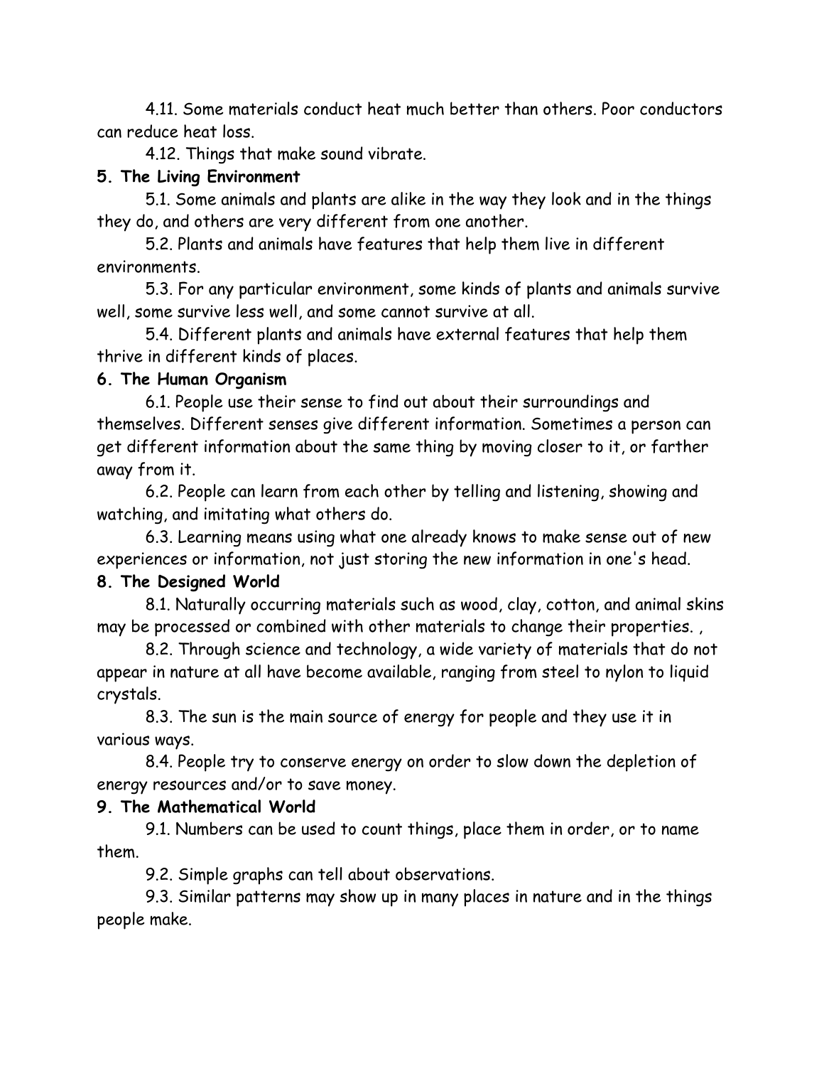4.11. Some materials conduct heat much better than others. Poor conductors can reduce heat loss.

4.12. Things that make sound vibrate.

**5. The Living Environment**

5.1. Some animals and plants are alike in the way they look and in the things they do, and others are very different from one another.

5.2. Plants and animals have features that help them live in different environments.

5.3. For any particular environment, some kinds of plants and animals survive well, some survive less well, and some cannot survive at all.

5.4. Different plants and animals have external features that help them thrive in different kinds of places.

**6. The Human Organism**

6.1. People use their sense to find out about their surroundings and themselves. Different senses give different information. Sometimes a person can get different information about the same thing by moving closer to it, or farther away from it.

6.2. People can learn from each other by telling and listening, showing and watching, and imitating what others do.

6.3. Learning means using what one already knows to make sense out of new experiences or information, not just storing the new information in one's head.

**8. The Designed World**

8.1. Naturally occurring materials such as wood, clay, cotton, and animal skins may be processed or combined with other materials to change their properties. ,

8.2. Through science and technology, a wide variety of materials that do not appear in nature at all have become available, ranging from steel to nylon to liquid crystals.

8.3. The sun is the main source of energy for people and they use it in various ways.

8.4. People try to conserve energy on order to slow down the depletion of energy resources and/or to save money.

**9. The Mathematical World**

9.1. Numbers can be used to count things, place them in order, or to name them.

9.2. Simple graphs can tell about observations.

9.3. Similar patterns may show up in many places in nature and in the things people make.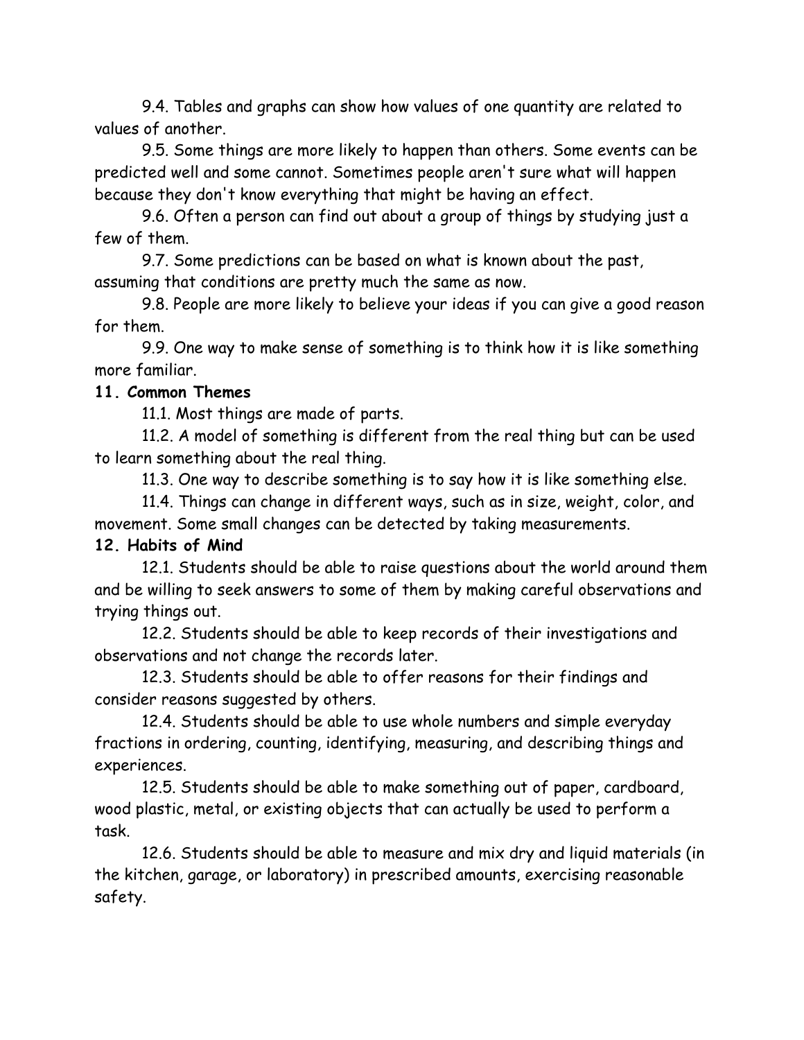9.4. Tables and graphs can show how values of one quantity are related to values of another.

9.5. Some things are more likely to happen than others. Some events can be predicted well and some cannot. Sometimes people aren't sure what will happen because they don't know everything that might be having an effect.

9.6. Often a person can find out about a group of things by studying just a few of them.

9.7. Some predictions can be based on what is known about the past, assuming that conditions are pretty much the same as now.

9.8. People are more likely to believe your ideas if you can give a good reason for them.

9.9. One way to make sense of something is to think how it is like something more familiar.

**11. Common Themes**

11.1. Most things are made of parts.

11.2. A model of something is different from the real thing but can be used to learn something about the real thing.

11.3. One way to describe something is to say how it is like something else.

11.4. Things can change in different ways, such as in size, weight, color, and movement. Some small changes can be detected by taking measurements.

**12. Habits of Mind**

12.1. Students should be able to raise questions about the world around them and be willing to seek answers to some of them by making careful observations and trying things out.

12.2. Students should be able to keep records of their investigations and observations and not change the records later.

12.3. Students should be able to offer reasons for their findings and consider reasons suggested by others.

12.4. Students should be able to use whole numbers and simple everyday fractions in ordering, counting, identifying, measuring, and describing things and experiences.

12.5. Students should be able to make something out of paper, cardboard, wood plastic, metal, or existing objects that can actually be used to perform a task.

12.6. Students should be able to measure and mix dry and liquid materials (in the kitchen, garage, or laboratory) in prescribed amounts, exercising reasonable safety.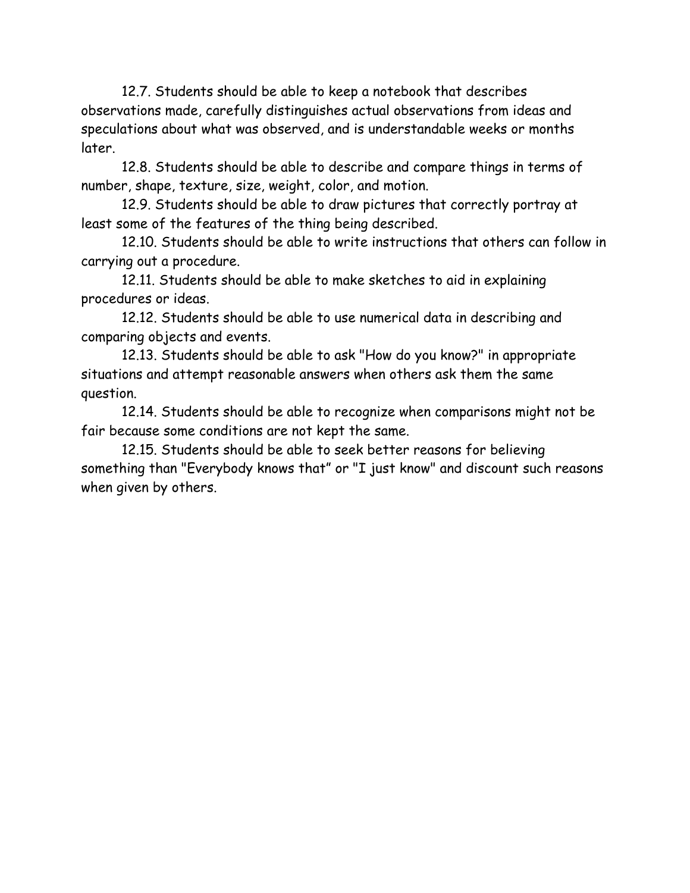12.7. Students should be able to keep a notebook that describes observations made, carefully distinguishes actual observations from ideas and speculations about what was observed, and is understandable weeks or months later.

12.8. Students should be able to describe and compare things in terms of number, shape, texture, size, weight, color, and motion.

12.9. Students should be able to draw pictures that correctly portray at least some of the features of the thing being described.

12.10. Students should be able to write instructions that others can follow in carrying out a procedure.

12.11. Students should be able to make sketches to aid in explaining procedures or ideas.

12.12. Students should be able to use numerical data in describing and comparing objects and events.

12.13. Students should be able to ask "How do you know?" in appropriate situations and attempt reasonable answers when others ask them the same question.

12.14. Students should be able to recognize when comparisons might not be fair because some conditions are not kept the same.

12.15. Students should be able to seek better reasons for believing something than "Everybody knows that" or "I just know" and discount such reasons when given by others.